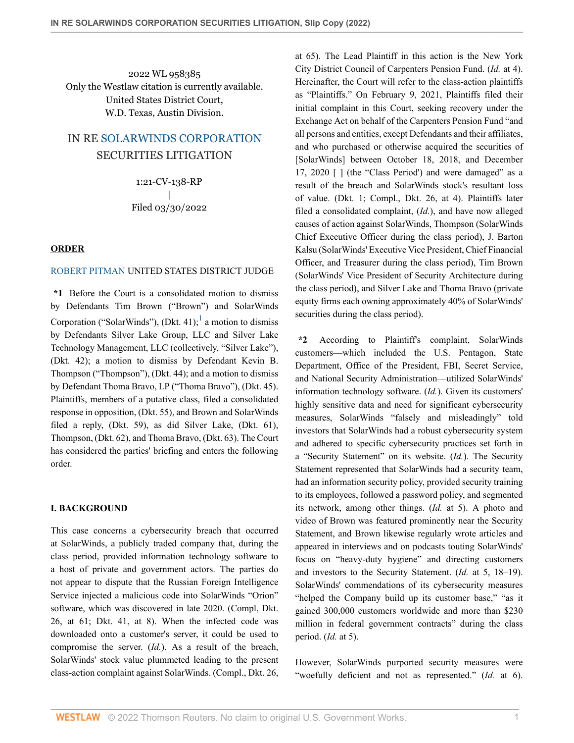2022 WL 958385
Only the Westlaw citation is currently available.
United States District Court,
W.D. Texas, Austin Division.

# IN RE SOLARWINDS CORPORATION SECURITIES LITIGATION

1:21-CV-138-RP
|
Filed 03/30/2022

**ORDER**

ROBERT PITMAN UNITED STATES DISTRICT JUDGE

**\*1** Before the Court is a consolidated motion to dismiss by Defendants Tim Brown ("Brown") and SolarWinds Corporation ("SolarWinds"), (Dkt. 41);[1] a motion to dismiss by Defendants Silver Lake Group, LLC and Silver Lake Technology Management, LLC (collectively, "Silver Lake"), (Dkt. 42); a motion to dismiss by Defendant Kevin B. Thompson ("Thompson"), (Dkt. 44); and a motion to dismiss by Defendant Thoma Bravo, LP ("Thoma Bravo"), (Dkt. 45). Plaintiffs, members of a putative class, filed a consolidated response in opposition, (Dkt. 55), and Brown and SolarWinds filed a reply, (Dkt. 59), as did Silver Lake, (Dkt. 61), Thompson, (Dkt. 62), and Thoma Bravo, (Dkt. 63). The Court has considered the parties' briefing and enters the following order.

**I. BACKGROUND**

This case concerns a cybersecurity breach that occurred at SolarWinds, a publicly traded company that, during the class period, provided information technology software to a host of private and government actors. The parties do not appear to dispute that the Russian Foreign Intelligence Service injected a malicious code into SolarWinds "Orion" software, which was discovered in late 2020. (Compl, Dkt. 26, at 61; Dkt. 41, at 8). When the infected code was downloaded onto a customer's server, it could be used to compromise the server. (*Id.*). As a result of the breach, SolarWinds' stock value plummeted leading to the present class-action complaint against SolarWinds. (Compl., Dkt. 26, at 65). The Lead Plaintiff in this action is the New York City District Council of Carpenters Pension Fund. (*Id.* at 4). Hereinafter, the Court will refer to the class-action plaintiffs as "Plaintiffs." On February 9, 2021, Plaintiffs filed their initial complaint in this Court, seeking recovery under the Exchange Act on behalf of the Carpenters Pension Fund "and all persons and entities, except Defendants and their affiliates, and who purchased or otherwise acquired the securities of [SolarWinds] between October 18, 2018, and December 17, 2020 [ ] (the "Class Period') and were damaged" as a result of the breach and SolarWinds stock's resultant loss of value. (Dkt. 1; Compl., Dkt. 26, at 4). Plaintiffs later filed a consolidated complaint, (*Id.*), and have now alleged causes of action against SolarWinds, Thompson (SolarWinds Chief Executive Officer during the class period), J. Barton Kalsu (SolarWinds' Executive Vice President, Chief Financial Officer, and Treasurer during the class period), Tim Brown (SolarWinds' Vice President of Security Architecture during the class period), and Silver Lake and Thoma Bravo (private equity firms each owning approximately 40% of SolarWinds' securities during the class period).

**\*2** According to Plaintiff's complaint, SolarWinds customers—which included the U.S. Pentagon, State Department, Office of the President, FBI, Secret Service, and National Security Administration—utilized SolarWinds' information technology software. (*Id.*). Given its customers' highly sensitive data and need for significant cybersecurity measures, SolarWinds "falsely and misleadingly" told investors that SolarWinds had a robust cybersecurity system and adhered to specific cybersecurity practices set forth in a "Security Statement" on its website. (*Id.*). The Security Statement represented that SolarWinds had a security team, had an information security policy, provided security training to its employees, followed a password policy, and segmented its network, among other things. (*Id.* at 5). A photo and video of Brown was featured prominently near the Security Statement, and Brown likewise regularly wrote articles and appeared in interviews and on podcasts touting SolarWinds' focus on "heavy-duty hygiene" and directing customers and investors to the Security Statement. (*Id.* at 5, 18–19). SolarWinds' commendations of its cybersecurity measures "helped the Company build up its customer base," "as it gained 300,000 customers worldwide and more than $230 million in federal government contracts" during the class period. (*Id.* at 5).

However, SolarWinds purported security measures were "woefully deficient and not as represented." (*Id.* at 6).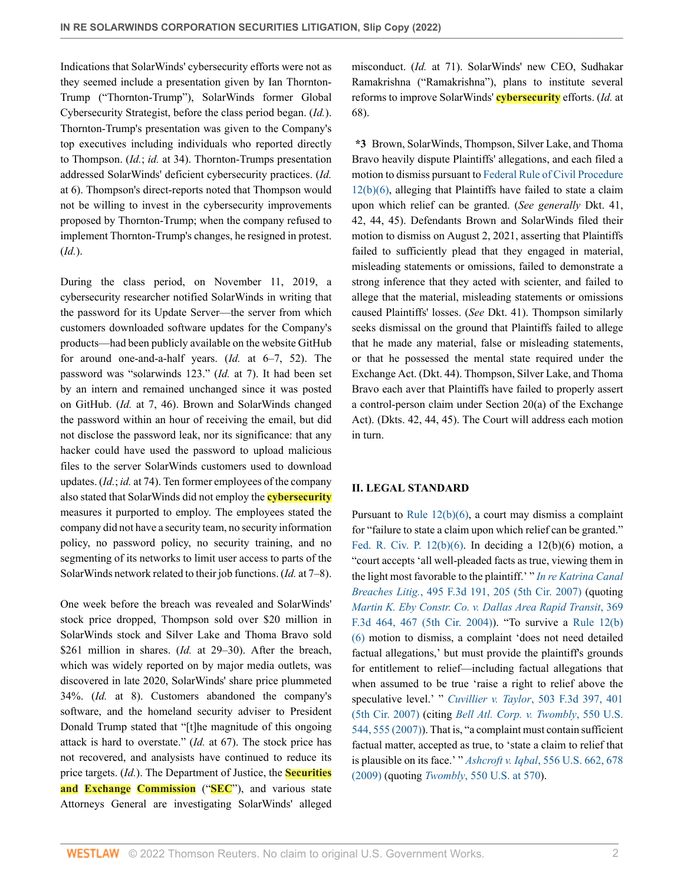Indications that SolarWinds' cybersecurity efforts were not as they seemed include a presentation given by Ian Thornton-Trump ("Thornton-Trump"), SolarWinds former Global Cybersecurity Strategist, before the class period began. (*Id.*). Thornton-Trump's presentation was given to the Company's top executives including individuals who reported directly to Thompson. (*Id.*; *id.* at 34). Thornton-Trumps presentation addressed SolarWinds' deficient cybersecurity practices. (*Id.* at 6). Thompson's direct-reports noted that Thompson would not be willing to invest in the cybersecurity improvements proposed by Thornton-Trump; when the company refused to implement Thornton-Trump's changes, he resigned in protest. (*Id.*).

During the class period, on November 11, 2019, a cybersecurity researcher notified SolarWinds in writing that the password for its Update Server—the server from which customers downloaded software updates for the Company's products—had been publicly available on the website GitHub for around one-and-a-half years. (*Id.* at 6–7, 52). The password was "solarwinds 123." (*Id.* at 7). It had been set by an intern and remained unchanged since it was posted on GitHub. (*Id.* at 7, 46). Brown and SolarWinds changed the password within an hour of receiving the email, but did not disclose the password leak, nor its significance: that any hacker could have used the password to upload malicious files to the server SolarWinds customers used to download updates. (*Id.*; *id.* at 74). Ten former employees of the company also stated that SolarWinds did not employ the **cybersecurity** measures it purported to employ. The employees stated the company did not have a security team, no security information policy, no password policy, no security training, and no segmenting of its networks to limit user access to parts of the SolarWinds network related to their job functions. (*Id.* at 7–8).

One week before the breach was revealed and SolarWinds' stock price dropped, Thompson sold over $20 million in SolarWinds stock and Silver Lake and Thoma Bravo sold $261 million in shares. (*Id.* at 29–30). After the breach, which was widely reported on by major media outlets, was discovered in late 2020, SolarWinds' share price plummeted 34%. (*Id.* at 8). Customers abandoned the company's software, and the homeland security adviser to President Donald Trump stated that "[t]he magnitude of this ongoing attack is hard to overstate." (*Id.* at 67). The stock price has not recovered, and analysists have continued to reduce its price targets. (*Id.*). The Department of Justice, the **Securities and Exchange Commission** ("**SEC**"), and various state Attorneys General are investigating SolarWinds' alleged misconduct. (*Id.* at 71). SolarWinds' new CEO, Sudhakar Ramakrishna ("Ramakrishna"), plans to institute several reforms to improve SolarWinds' **cybersecurity** efforts. (*Id.* at 68).

**\*3** Brown, SolarWinds, Thompson, Silver Lake, and Thoma Bravo heavily dispute Plaintiffs' allegations, and each filed a motion to dismiss pursuant to Federal Rule of Civil Procedure 12(b)(6), alleging that Plaintiffs have failed to state a claim upon which relief can be granted. (*See generally* Dkt. 41, 42, 44, 45). Defendants Brown and SolarWinds filed their motion to dismiss on August 2, 2021, asserting that Plaintiffs failed to sufficiently plead that they engaged in material, misleading statements or omissions, failed to demonstrate a strong inference that they acted with scienter, and failed to allege that the material, misleading statements or omissions caused Plaintiffs' losses. (*See* Dkt. 41). Thompson similarly seeks dismissal on the ground that Plaintiffs failed to allege that he made any material, false or misleading statements, or that he possessed the mental state required under the Exchange Act. (Dkt. 44). Thompson, Silver Lake, and Thoma Bravo each aver that Plaintiffs have failed to properly assert a control-person claim under Section 20(a) of the Exchange Act). (Dkts. 42, 44, 45). The Court will address each motion in turn.

## II. LEGAL STANDARD

Pursuant to Rule 12(b)(6), a court may dismiss a complaint for "failure to state a claim upon which relief can be granted." Fed. R. Civ. P. 12(b)(6). In deciding a 12(b)(6) motion, a "court accepts 'all well-pleaded facts as true, viewing them in the light most favorable to the plaintiff.' " *In re Katrina Canal Breaches Litig.*, 495 F.3d 191, 205 (5th Cir. 2007) (quoting *Martin K. Eby Constr. Co. v. Dallas Area Rapid Transit*, 369 F.3d 464, 467 (5th Cir. 2004)). "To survive a Rule 12(b)(6) motion to dismiss, a complaint 'does not need detailed factual allegations,' but must provide the plaintiff's grounds for entitlement to relief—including factual allegations that when assumed to be true 'raise a right to relief above the speculative level.' " *Cuvillier v. Taylor*, 503 F.3d 397, 401 (5th Cir. 2007) (citing *Bell Atl. Corp. v. Twombly*, 550 U.S. 544, 555 (2007)). That is, "a complaint must contain sufficient factual matter, accepted as true, to 'state a claim to relief that is plausible on its face.' " *Ashcroft v. Iqbal*, 556 U.S. 662, 678 (2009) (quoting *Twombly*, 550 U.S. at 570).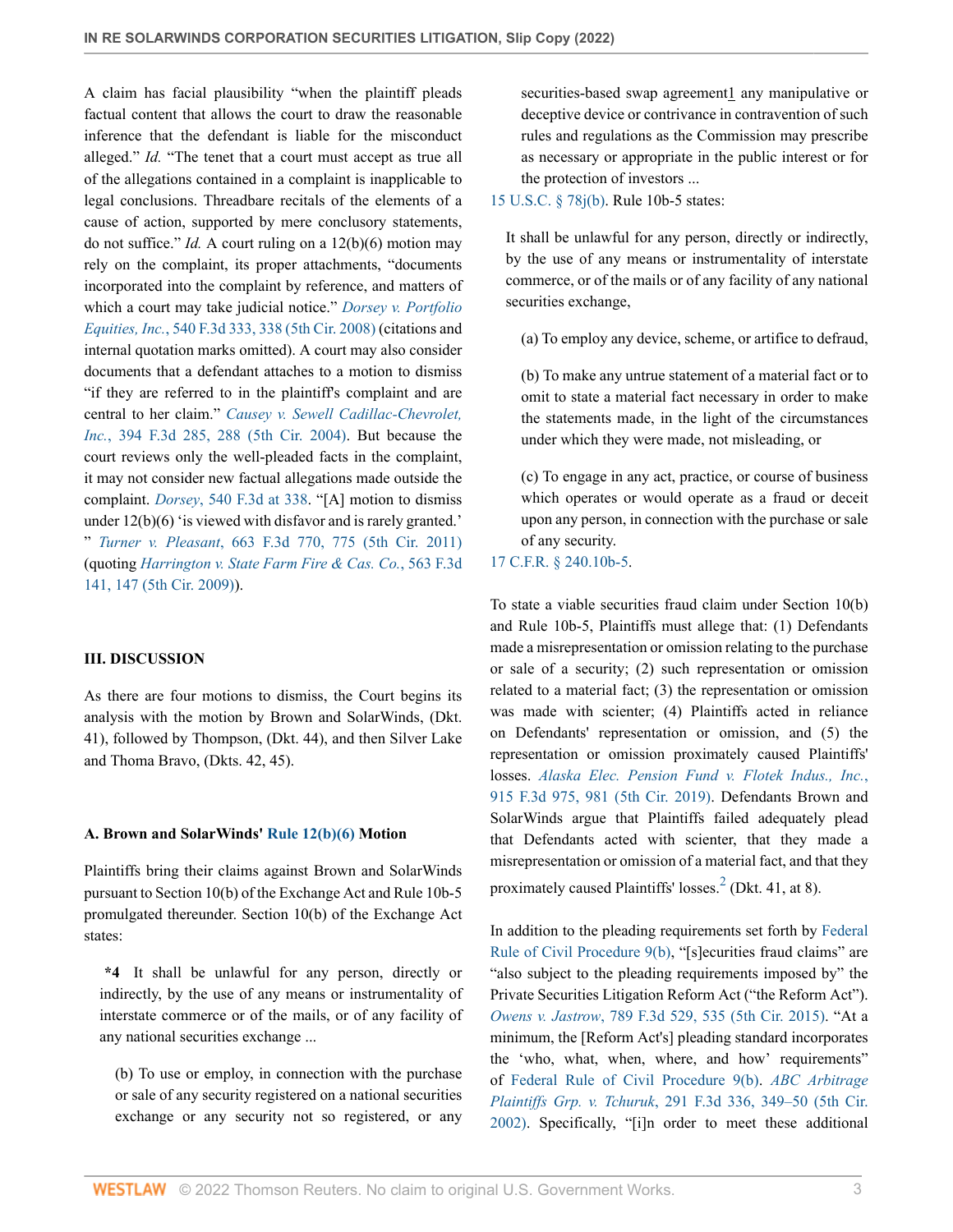A claim has facial plausibility "when the plaintiff pleads factual content that allows the court to draw the reasonable inference that the defendant is liable for the misconduct alleged." *Id.* "The tenet that a court must accept as true all of the allegations contained in a complaint is inapplicable to legal conclusions. Threadbare recitals of the elements of a cause of action, supported by mere conclusory statements, do not suffice." *Id.* A court ruling on a 12(b)(6) motion may rely on the complaint, its proper attachments, "documents incorporated into the complaint by reference, and matters of which a court may take judicial notice." *Dorsey v. Portfolio Equities, Inc.*, 540 F.3d 333, 338 (5th Cir. 2008) (citations and internal quotation marks omitted). A court may also consider documents that a defendant attaches to a motion to dismiss "if they are referred to in the plaintiff's complaint and are central to her claim." *Causey v. Sewell Cadillac-Chevrolet, Inc.*, 394 F.3d 285, 288 (5th Cir. 2004). But because the court reviews only the well-pleaded facts in the complaint, it may not consider new factual allegations made outside the complaint. *Dorsey*, 540 F.3d at 338. "[A] motion to dismiss under 12(b)(6) 'is viewed with disfavor and is rarely granted.' " *Turner v. Pleasant*, 663 F.3d 770, 775 (5th Cir. 2011) (quoting *Harrington v. State Farm Fire & Cas. Co.*, 563 F.3d 141, 147 (5th Cir. 2009)).

## III. DISCUSSION

As there are four motions to dismiss, the Court begins its analysis with the motion by Brown and SolarWinds, (Dkt. 41), followed by Thompson, (Dkt. 44), and then Silver Lake and Thoma Bravo, (Dkts. 42, 45).

### A. Brown and SolarWinds' Rule 12(b)(6) Motion

Plaintiffs bring their claims against Brown and SolarWinds pursuant to Section 10(b) of the Exchange Act and Rule 10b-5 promulgated thereunder. Section 10(b) of the Exchange Act states:

> **\*4** It shall be unlawful for any person, directly or indirectly, by the use of any means or instrumentality of interstate commerce or of the mails, or of any facility of any national securities exchange ...
>
> (b) To use or employ, in connection with the purchase or sale of any security registered on a national securities exchange or any security not so registered, or any securities-based swap agreement1 any manipulative or deceptive device or contrivance in contravention of such rules and regulations as the Commission may prescribe as necessary or appropriate in the public interest or for the protection of investors ...

15 U.S.C. § 78j(b). Rule 10b-5 states:

> It shall be unlawful for any person, directly or indirectly, by the use of any means or instrumentality of interstate commerce, or of the mails or of any facility of any national securities exchange,
>
> (a) To employ any device, scheme, or artifice to defraud,
>
> (b) To make any untrue statement of a material fact or to omit to state a material fact necessary in order to make the statements made, in the light of the circumstances under which they were made, not misleading, or
>
> (c) To engage in any act, practice, or course of business which operates or would operate as a fraud or deceit upon any person, in connection with the purchase or sale of any security.

17 C.F.R. § 240.10b-5.

To state a viable securities fraud claim under Section 10(b) and Rule 10b-5, Plaintiffs must allege that: (1) Defendants made a misrepresentation or omission relating to the purchase or sale of a security; (2) such representation or omission related to a material fact; (3) the representation or omission was made with scienter; (4) Plaintiffs acted in reliance on Defendants' representation or omission, and (5) the representation or omission proximately caused Plaintiffs' losses. *Alaska Elec. Pension Fund v. Flotek Indus., Inc.*, 915 F.3d 975, 981 (5th Cir. 2019). Defendants Brown and SolarWinds argue that Plaintiffs failed adequately plead that Defendants acted with scienter, that they made a misrepresentation or omission of a material fact, and that they proximately caused Plaintiffs' losses.[2] (Dkt. 41, at 8).

In addition to the pleading requirements set forth by Federal Rule of Civil Procedure 9(b), "[s]ecurities fraud claims" are "also subject to the pleading requirements imposed by" the Private Securities Litigation Reform Act ("the Reform Act"). *Owens v. Jastrow*, 789 F.3d 529, 535 (5th Cir. 2015). "At a minimum, the [Reform Act's] pleading standard incorporates the 'who, what, when, where, and how' requirements" of Federal Rule of Civil Procedure 9(b). *ABC Arbitrage Plaintiffs Grp. v. Tchuruk*, 291 F.3d 336, 349–50 (5th Cir. 2002). Specifically, "[i]n order to meet these additional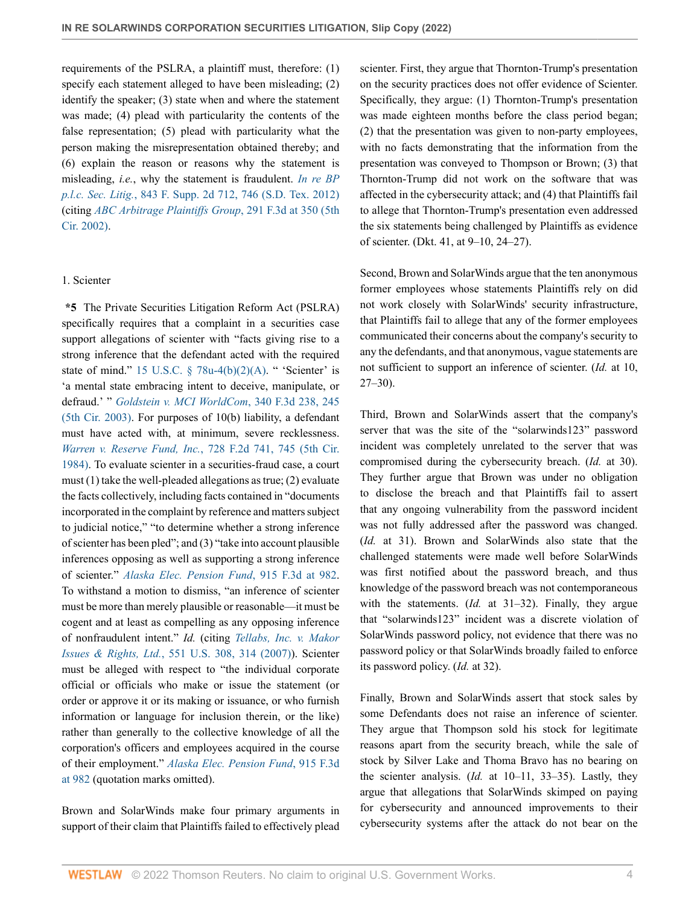requirements of the PSLRA, a plaintiff must, therefore: (1) specify each statement alleged to have been misleading; (2) identify the speaker; (3) state when and where the statement was made; (4) plead with particularity the contents of the false representation; (5) plead with particularity what the person making the misrepresentation obtained thereby; and (6) explain the reason or reasons why the statement is misleading, *i.e.*, why the statement is fraudulent. *In re BP p.l.c. Sec. Litig.*, 843 F. Supp. 2d 712, 746 (S.D. Tex. 2012) (citing *ABC Arbitrage Plaintiffs Group*, 291 F.3d at 350 (5th Cir. 2002).

1. Scienter

**\*5** The Private Securities Litigation Reform Act (PSLRA) specifically requires that a complaint in a securities case support allegations of scienter with "facts giving rise to a strong inference that the defendant acted with the required state of mind." 15 U.S.C. § 78u-4(b)(2)(A). " 'Scienter' is 'a mental state embracing intent to deceive, manipulate, or defraud.' " *Goldstein v. MCI WorldCom*, 340 F.3d 238, 245 (5th Cir. 2003). For purposes of 10(b) liability, a defendant must have acted with, at minimum, severe recklessness. *Warren v. Reserve Fund, Inc.*, 728 F.2d 741, 745 (5th Cir. 1984). To evaluate scienter in a securities-fraud case, a court must (1) take the well-pleaded allegations as true; (2) evaluate the facts collectively, including facts contained in "documents incorporated in the complaint by reference and matters subject to judicial notice," "to determine whether a strong inference of scienter has been pled"; and (3) "take into account plausible inferences opposing as well as supporting a strong inference of scienter." *Alaska Elec. Pension Fund*, 915 F.3d at 982. To withstand a motion to dismiss, "an inference of scienter must be more than merely plausible or reasonable—it must be cogent and at least as compelling as any opposing inference of nonfraudulent intent." *Id.* (citing *Tellabs, Inc. v. Makor Issues & Rights, Ltd.*, 551 U.S. 308, 314 (2007)). Scienter must be alleged with respect to "the individual corporate official or officials who make or issue the statement (or order or approve it or its making or issuance, or who furnish information or language for inclusion therein, or the like) rather than generally to the collective knowledge of all the corporation's officers and employees acquired in the course of their employment." *Alaska Elec. Pension Fund*, 915 F.3d at 982 (quotation marks omitted).

Brown and SolarWinds make four primary arguments in support of their claim that Plaintiffs failed to effectively plead scienter. First, they argue that Thornton-Trump's presentation on the security practices does not offer evidence of Scienter. Specifically, they argue: (1) Thornton-Trump's presentation was made eighteen months before the class period began; (2) that the presentation was given to non-party employees, with no facts demonstrating that the information from the presentation was conveyed to Thompson or Brown; (3) that Thornton-Trump did not work on the software that was affected in the cybersecurity attack; and (4) that Plaintiffs fail to allege that Thornton-Trump's presentation even addressed the six statements being challenged by Plaintiffs as evidence of scienter. (Dkt. 41, at 9–10, 24–27).

Second, Brown and SolarWinds argue that the ten anonymous former employees whose statements Plaintiffs rely on did not work closely with SolarWinds' security infrastructure, that Plaintiffs fail to allege that any of the former employees communicated their concerns about the company's security to any the defendants, and that anonymous, vague statements are not sufficient to support an inference of scienter. (*Id.* at 10, 27–30).

Third, Brown and SolarWinds assert that the company's server that was the site of the "solarwinds123" password incident was completely unrelated to the server that was compromised during the cybersecurity breach. (*Id.* at 30). They further argue that Brown was under no obligation to disclose the breach and that Plaintiffs fail to assert that any ongoing vulnerability from the password incident was not fully addressed after the password was changed. (*Id.* at 31). Brown and SolarWinds also state that the challenged statements were made well before SolarWinds was first notified about the password breach, and thus knowledge of the password breach was not contemporaneous with the statements. (*Id.* at 31–32). Finally, they argue that "solarwinds123" incident was a discrete violation of SolarWinds password policy, not evidence that there was no password policy or that SolarWinds broadly failed to enforce its password policy. (*Id.* at 32).

Finally, Brown and SolarWinds assert that stock sales by some Defendants does not raise an inference of scienter. They argue that Thompson sold his stock for legitimate reasons apart from the security breach, while the sale of stock by Silver Lake and Thoma Bravo has no bearing on the scienter analysis. (*Id.* at 10–11, 33–35). Lastly, they argue that allegations that SolarWinds skimped on paying for cybersecurity and announced improvements to their cybersecurity systems after the attack do not bear on the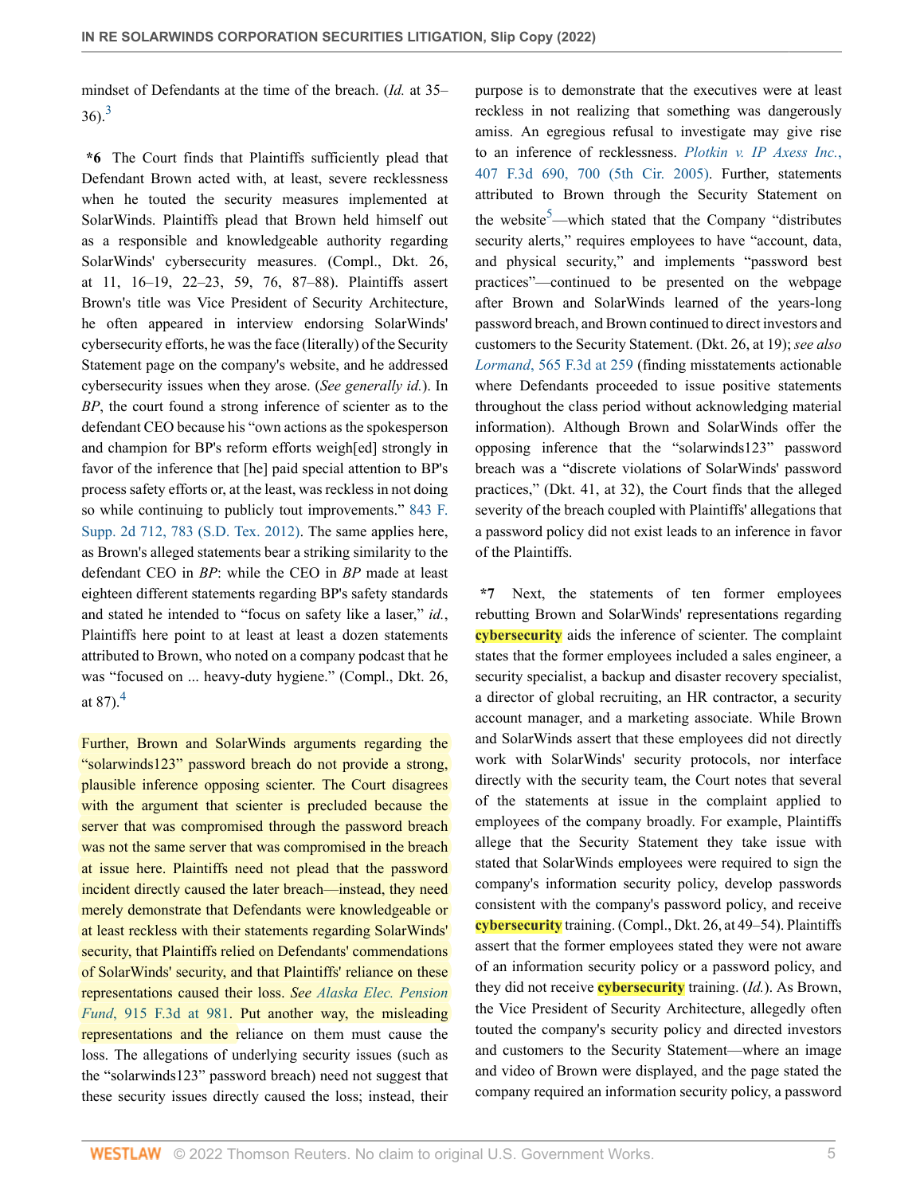mindset of Defendants at the time of the breach. (*Id.* at 35–36).[3]

**\*6** The Court finds that Plaintiffs sufficiently plead that Defendant Brown acted with, at least, severe recklessness when he touted the security measures implemented at SolarWinds. Plaintiffs plead that Brown held himself out as a responsible and knowledgeable authority regarding SolarWinds' cybersecurity measures. (Compl., Dkt. 26, at 11, 16–19, 22–23, 59, 76, 87–88). Plaintiffs assert Brown's title was Vice President of Security Architecture, he often appeared in interview endorsing SolarWinds' cybersecurity efforts, he was the face (literally) of the Security Statement page on the company's website, and he addressed cybersecurity issues when they arose. (*See generally id.*). In *BP*, the court found a strong inference of scienter as to the defendant CEO because his "own actions as the spokesperson and champion for BP's reform efforts weigh[ed] strongly in favor of the inference that [he] paid special attention to BP's process safety efforts or, at the least, was reckless in not doing so while continuing to publicly tout improvements." 843 F. Supp. 2d 712, 783 (S.D. Tex. 2012). The same applies here, as Brown's alleged statements bear a striking similarity to the defendant CEO in *BP*: while the CEO in *BP* made at least eighteen different statements regarding BP's safety standards and stated he intended to "focus on safety like a laser," *id.*, Plaintiffs here point to at least at least a dozen statements attributed to Brown, who noted on a company podcast that he was "focused on ... heavy-duty hygiene." (Compl., Dkt. 26, at 87).[4]

Further, Brown and SolarWinds arguments regarding the "solarwinds123" password breach do not provide a strong, plausible inference opposing scienter. The Court disagrees with the argument that scienter is precluded because the server that was compromised through the password breach was not the same server that was compromised in the breach at issue here. Plaintiffs need not plead that the password incident directly caused the later breach—instead, they need merely demonstrate that Defendants were knowledgeable or at least reckless with their statements regarding SolarWinds' security, that Plaintiffs relied on Defendants' commendations of SolarWinds' security, and that Plaintiffs' reliance on these representations caused their loss. *See Alaska Elec. Pension Fund*, 915 F.3d at 981. Put another way, the misleading representations and the reliance on them must cause the loss. The allegations of underlying security issues (such as the "solarwinds123" password breach) need not suggest that these security issues directly caused the loss; instead, their purpose is to demonstrate that the executives were at least reckless in not realizing that something was dangerously amiss. An egregious refusal to investigate may give rise to an inference of recklessness. *Plotkin v. IP Axess Inc.*, 407 F.3d 690, 700 (5th Cir. 2005). Further, statements attributed to Brown through the Security Statement on the website[5]—which stated that the Company "distributes security alerts," requires employees to have "account, data, and physical security," and implements "password best practices"—continued to be presented on the webpage after Brown and SolarWinds learned of the years-long password breach, and Brown continued to direct investors and customers to the Security Statement. (Dkt. 26, at 19); *see also Lormand*, 565 F.3d at 259 (finding misstatements actionable where Defendants proceeded to issue positive statements throughout the class period without acknowledging material information). Although Brown and SolarWinds offer the opposing inference that the "solarwinds123" password breach was a "discrete violations of SolarWinds' password practices," (Dkt. 41, at 32), the Court finds that the alleged severity of the breach coupled with Plaintiffs' allegations that a password policy did not exist leads to an inference in favor of the Plaintiffs.

**\*7** Next, the statements of ten former employees rebutting Brown and SolarWinds' representations regarding cybersecurity aids the inference of scienter. The complaint states that the former employees included a sales engineer, a security specialist, a backup and disaster recovery specialist, a director of global recruiting, an HR contractor, a security account manager, and a marketing associate. While Brown and SolarWinds assert that these employees did not directly work with SolarWinds' security protocols, nor interface directly with the security team, the Court notes that several of the statements at issue in the complaint applied to employees of the company broadly. For example, Plaintiffs allege that the Security Statement they take issue with stated that SolarWinds employees were required to sign the company's information security policy, develop passwords consistent with the company's password policy, and receive cybersecurity training. (Compl., Dkt. 26, at 49–54). Plaintiffs assert that the former employees stated they were not aware of an information security policy or a password policy, and they did not receive cybersecurity training. (*Id.*). As Brown, the Vice President of Security Architecture, allegedly often touted the company's security policy and directed investors and customers to the Security Statement—where an image and video of Brown were displayed, and the page stated the company required an information security policy, a password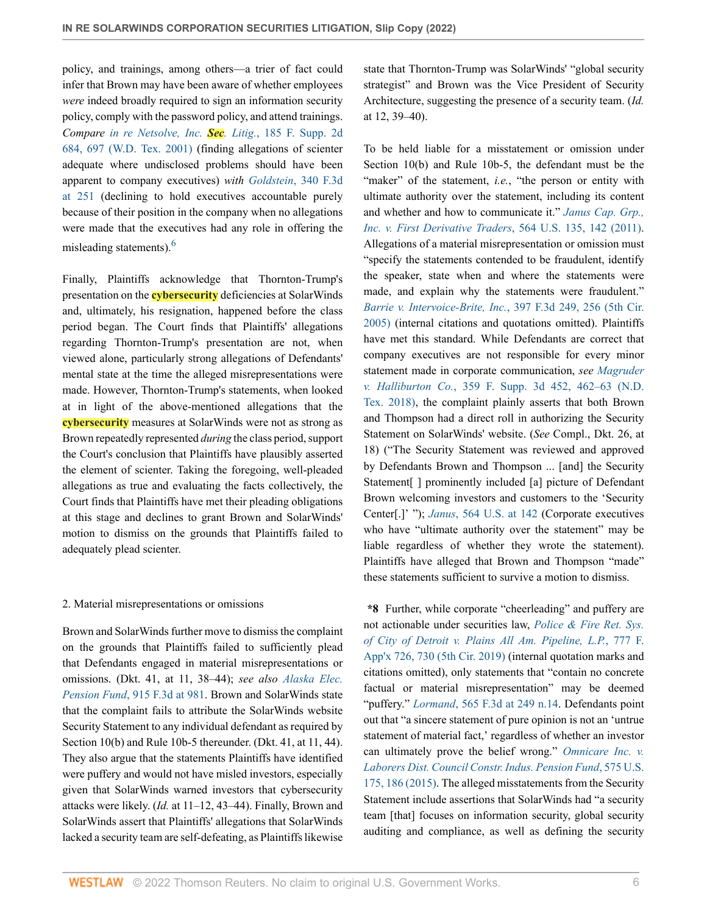policy, and trainings, among others—a trier of fact could infer that Brown may have been aware of whether employees *were* indeed broadly required to sign an information security policy, comply with the password policy, and attend trainings. *Compare in re Netsolve, Inc. Sec. Litig.*, 185 F. Supp. 2d 684, 697 (W.D. Tex. 2001) (finding allegations of scienter adequate where undisclosed problems should have been apparent to company executives) *with Goldstein*, 340 F.3d at 251 (declining to hold executives accountable purely because of their position in the company when no allegations were made that the executives had any role in offering the misleading statements).[6]

Finally, Plaintiffs acknowledge that Thornton-Trump's presentation on the cybersecurity deficiencies at SolarWinds and, ultimately, his resignation, happened before the class period began. The Court finds that Plaintiffs' allegations regarding Thornton-Trump's presentation are not, when viewed alone, particularly strong allegations of Defendants' mental state at the time the alleged misrepresentations were made. However, Thornton-Trump's statements, when looked at in light of the above-mentioned allegations that the cybersecurity measures at SolarWinds were not as strong as Brown repeatedly represented *during* the class period, support the Court's conclusion that Plaintiffs have plausibly asserted the element of scienter. Taking the foregoing, well-pleaded allegations as true and evaluating the facts collectively, the Court finds that Plaintiffs have met their pleading obligations at this stage and declines to grant Brown and SolarWinds' motion to dismiss on the grounds that Plaintiffs failed to adequately plead scienter.

2. Material misrepresentations or omissions

Brown and SolarWinds further move to dismiss the complaint on the grounds that Plaintiffs failed to sufficiently plead that Defendants engaged in material misrepresentations or omissions. (Dkt. 41, at 11, 38–44); *see also Alaska Elec. Pension Fund*, 915 F.3d at 981. Brown and SolarWinds state that the complaint fails to attribute the SolarWinds website Security Statement to any individual defendant as required by Section 10(b) and Rule 10b-5 thereunder. (Dkt. 41, at 11, 44). They also argue that the statements Plaintiffs have identified were puffery and would not have misled investors, especially given that SolarWinds warned investors that cybersecurity attacks were likely. (*Id.* at 11–12, 43–44). Finally, Brown and SolarWinds assert that Plaintiffs' allegations that SolarWinds lacked a security team are self-defeating, as Plaintiffs likewise state that Thornton-Trump was SolarWinds' "global security strategist" and Brown was the Vice President of Security Architecture, suggesting the presence of a security team. (*Id.* at 12, 39–40).

To be held liable for a misstatement or omission under Section 10(b) and Rule 10b-5, the defendant must be the "maker" of the statement, *i.e.*, "the person or entity with ultimate authority over the statement, including its content and whether and how to communicate it." *Janus Cap. Grp., Inc. v. First Derivative Traders*, 564 U.S. 135, 142 (2011). Allegations of a material misrepresentation or omission must "specify the statements contended to be fraudulent, identify the speaker, state when and where the statements were made, and explain why the statements were fraudulent." *Barrie v. Intervoice-Brite, Inc.*, 397 F.3d 249, 256 (5th Cir. 2005) (internal citations and quotations omitted). Plaintiffs have met this standard. While Defendants are correct that company executives are not responsible for every minor statement made in corporate communication, *see Magruder v. Halliburton Co.*, 359 F. Supp. 3d 452, 462–63 (N.D. Tex. 2018), the complaint plainly asserts that both Brown and Thompson had a direct roll in authorizing the Security Statement on SolarWinds' website. (*See* Compl., Dkt. 26, at 18) ("The Security Statement was reviewed and approved by Defendants Brown and Thompson ... [and] the Security Statement[ ] prominently included [a] picture of Defendant Brown welcoming investors and customers to the 'Security Center[.]' "); *Janus*, 564 U.S. at 142 (Corporate executives who have "ultimate authority over the statement" may be liable regardless of whether they wrote the statement). Plaintiffs have alleged that Brown and Thompson "made" these statements sufficient to survive a motion to dismiss.

**\*8** Further, while corporate "cheerleading" and puffery are not actionable under securities law, *Police & Fire Ret. Sys. of City of Detroit v. Plains All Am. Pipeline, L.P.*, 777 F. App'x 726, 730 (5th Cir. 2019) (internal quotation marks and citations omitted), only statements that "contain no concrete factual or material misrepresentation" may be deemed "puffery." *Lormand*, 565 F.3d at 249 n.14. Defendants point out that "a sincere statement of pure opinion is not an 'untrue statement of material fact,' regardless of whether an investor can ultimately prove the belief wrong." *Omnicare Inc. v. Laborers Dist. Council Constr. Indus. Pension Fund*, 575 U.S. 175, 186 (2015). The alleged misstatements from the Security Statement include assertions that SolarWinds had "a security team [that] focuses on information security, global security auditing and compliance, as well as defining the security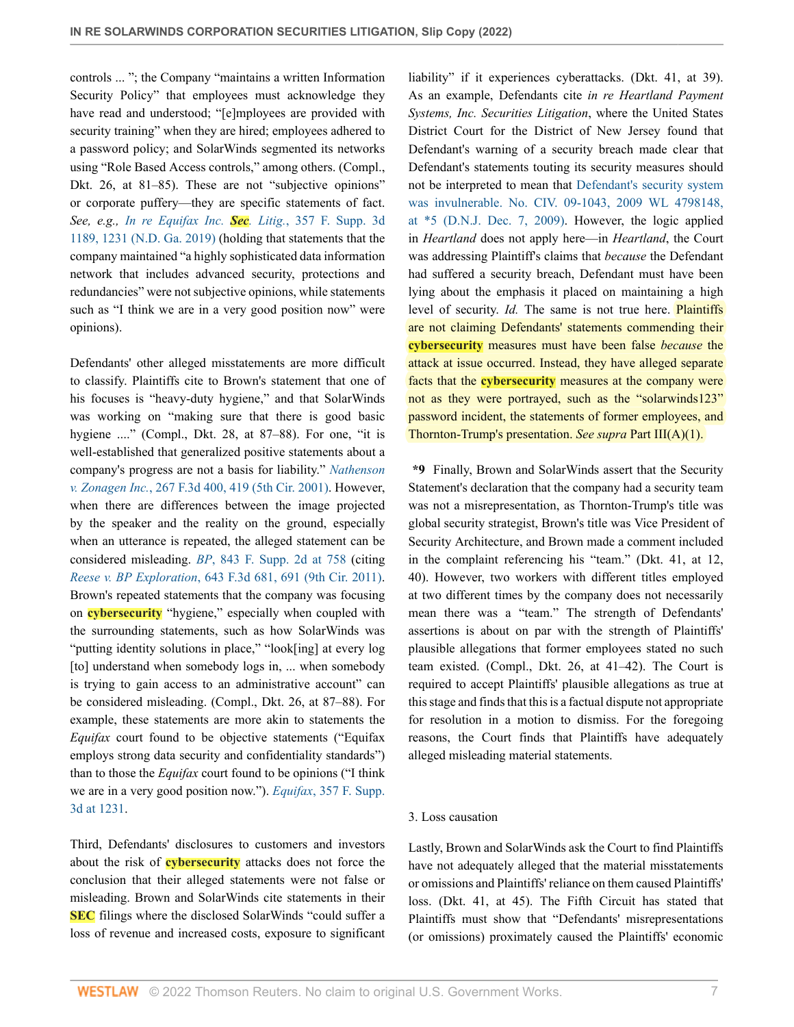controls ... "; the Company "maintains a written Information Security Policy" that employees must acknowledge they have read and understood; "[e]mployees are provided with security training" when they are hired; employees adhered to a password policy; and SolarWinds segmented its networks using "Role Based Access controls," among others. (Compl., Dkt. 26, at 81–85). These are not "subjective opinions" or corporate puffery—they are specific statements of fact. *See, e.g., In re Equifax Inc. Sec. Litig.*, 357 F. Supp. 3d 1189, 1231 (N.D. Ga. 2019) (holding that statements that the company maintained "a highly sophisticated data information network that includes advanced security, protections and redundancies" were not subjective opinions, while statements such as "I think we are in a very good position now" were opinions).

Defendants' other alleged misstatements are more difficult to classify. Plaintiffs cite to Brown's statement that one of his focuses is "heavy-duty hygiene," and that SolarWinds was working on "making sure that there is good basic hygiene ...." (Compl., Dkt. 28, at 87–88). For one, "it is well-established that generalized positive statements about a company's progress are not a basis for liability." *Nathenson v. Zonagen Inc.*, 267 F.3d 400, 419 (5th Cir. 2001). However, when there are differences between the image projected by the speaker and the reality on the ground, especially when an utterance is repeated, the alleged statement can be considered misleading. *BP*, 843 F. Supp. 2d at 758 (citing *Reese v. BP Exploration*, 643 F.3d 681, 691 (9th Cir. 2011). Brown's repeated statements that the company was focusing on cybersecurity "hygiene," especially when coupled with the surrounding statements, such as how SolarWinds was "putting identity solutions in place," "look[ing] at every log [to] understand when somebody logs in, ... when somebody is trying to gain access to an administrative account" can be considered misleading. (Compl., Dkt. 26, at 87–88). For example, these statements are more akin to statements the *Equifax* court found to be objective statements ("Equifax employs strong data security and confidentiality standards") than to those the *Equifax* court found to be opinions ("I think we are in a very good position now."). *Equifax*, 357 F. Supp. 3d at 1231.

Third, Defendants' disclosures to customers and investors about the risk of cybersecurity attacks does not force the conclusion that their alleged statements were not false or misleading. Brown and SolarWinds cite statements in their SEC filings where the disclosed SolarWinds "could suffer a loss of revenue and increased costs, exposure to significant liability" if it experiences cyberattacks. (Dkt. 41, at 39). As an example, Defendants cite *in re Heartland Payment Systems, Inc. Securities Litigation*, where the United States District Court for the District of New Jersey found that Defendant's warning of a security breach made clear that Defendant's statements touting its security measures should not be interpreted to mean that Defendant's security system was invulnerable. No. CIV. 09-1043, 2009 WL 4798148, at *5 (D.N.J. Dec. 7, 2009). However, the logic applied in *Heartland* does not apply here—in *Heartland*, the Court was addressing Plaintiff's claims that *because* the Defendant had suffered a security breach, Defendant must have been lying about the emphasis it placed on maintaining a high level of security. *Id.* The same is not true here. Plaintiffs are not claiming Defendants' statements commending their cybersecurity measures must have been false *because* the attack at issue occurred. Instead, they have alleged separate facts that the cybersecurity measures at the company were not as they were portrayed, such as the "solarwinds123" password incident, the statements of former employees, and Thornton-Trump's presentation. *See supra* Part III(A)(1).

**\*9** Finally, Brown and SolarWinds assert that the Security Statement's declaration that the company had a security team was not a misrepresentation, as Thornton-Trump's title was global security strategist, Brown's title was Vice President of Security Architecture, and Brown made a comment included in the complaint referencing his "team." (Dkt. 41, at 12, 40). However, two workers with different titles employed at two different times by the company does not necessarily mean there was a "team." The strength of Defendants' assertions is about on par with the strength of Plaintiffs' plausible allegations that former employees stated no such team existed. (Compl., Dkt. 26, at 41–42). The Court is required to accept Plaintiffs' plausible allegations as true at this stage and finds that this is a factual dispute not appropriate for resolution in a motion to dismiss. For the foregoing reasons, the Court finds that Plaintiffs have adequately alleged misleading material statements.

3. Loss causation

Lastly, Brown and SolarWinds ask the Court to find Plaintiffs have not adequately alleged that the material misstatements or omissions and Plaintiffs' reliance on them caused Plaintiffs' loss. (Dkt. 41, at 45). The Fifth Circuit has stated that Plaintiffs must show that "Defendants' misrepresentations (or omissions) proximately caused the Plaintiffs' economic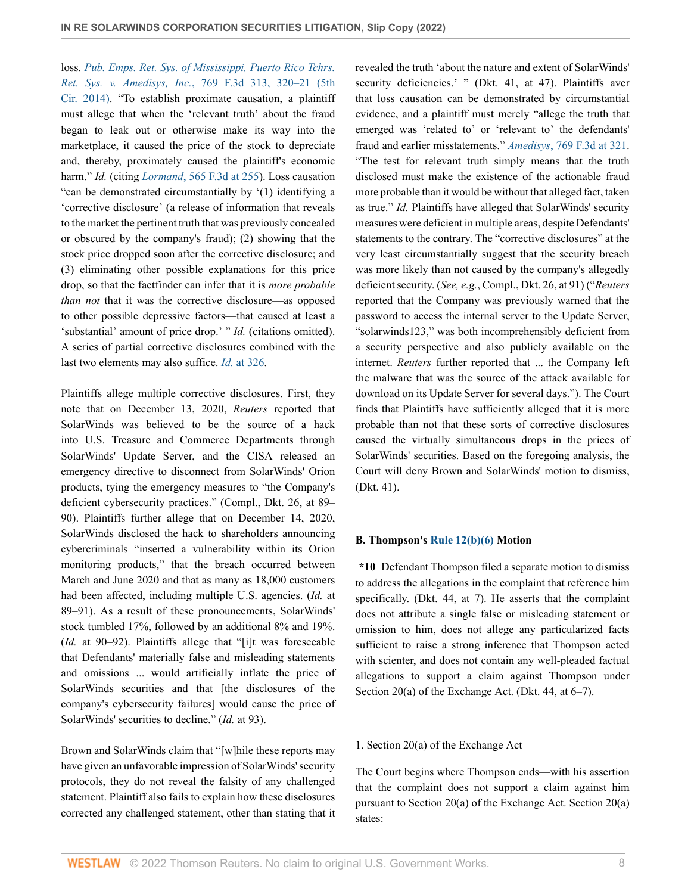loss. *Pub. Emps. Ret. Sys. of Mississippi, Puerto Rico Tchrs. Ret. Sys. v. Amedisys, Inc.*, 769 F.3d 313, 320–21 (5th Cir. 2014). "To establish proximate causation, a plaintiff must allege that when the 'relevant truth' about the fraud began to leak out or otherwise make its way into the marketplace, it caused the price of the stock to depreciate and, thereby, proximately caused the plaintiff's economic harm." *Id.* (citing *Lormand*, 565 F.3d at 255). Loss causation "can be demonstrated circumstantially by '(1) identifying a 'corrective disclosure' (a release of information that reveals to the market the pertinent truth that was previously concealed or obscured by the company's fraud); (2) showing that the stock price dropped soon after the corrective disclosure; and (3) eliminating other possible explanations for this price drop, so that the factfinder can infer that it is *more probable than not* that it was the corrective disclosure—as opposed to other possible depressive factors—that caused at least a 'substantial' amount of price drop.' " *Id.* (citations omitted). A series of partial corrective disclosures combined with the last two elements may also suffice. *Id.* at 326.

Plaintiffs allege multiple corrective disclosures. First, they note that on December 13, 2020, *Reuters* reported that SolarWinds was believed to be the source of a hack into U.S. Treasure and Commerce Departments through SolarWinds' Update Server, and the CISA released an emergency directive to disconnect from SolarWinds' Orion products, tying the emergency measures to "the Company's deficient cybersecurity practices." (Compl., Dkt. 26, at 89–90). Plaintiffs further allege that on December 14, 2020, SolarWinds disclosed the hack to shareholders announcing cybercriminals "inserted a vulnerability within its Orion monitoring products," that the breach occurred between March and June 2020 and that as many as 18,000 customers had been affected, including multiple U.S. agencies. (*Id.* at 89–91). As a result of these pronouncements, SolarWinds' stock tumbled 17%, followed by an additional 8% and 19%. (*Id.* at 90–92). Plaintiffs allege that "[i]t was foreseeable that Defendants' materially false and misleading statements and omissions ... would artificially inflate the price of SolarWinds securities and that [the disclosures of the company's cybersecurity failures] would cause the price of SolarWinds' securities to decline." (*Id.* at 93).

Brown and SolarWinds claim that "[w]hile these reports may have given an unfavorable impression of SolarWinds' security protocols, they do not reveal the falsity of any challenged statement. Plaintiff also fails to explain how these disclosures corrected any challenged statement, other than stating that it revealed the truth 'about the nature and extent of SolarWinds' security deficiencies.' " (Dkt. 41, at 47). Plaintiffs aver that loss causation can be demonstrated by circumstantial evidence, and a plaintiff must merely "allege the truth that emerged was 'related to' or 'relevant to' the defendants' fraud and earlier misstatements." *Amedisys*, 769 F.3d at 321. "The test for relevant truth simply means that the truth disclosed must make the existence of the actionable fraud more probable than it would be without that alleged fact, taken as true." *Id.* Plaintiffs have alleged that SolarWinds' security measures were deficient in multiple areas, despite Defendants' statements to the contrary. The "corrective disclosures" at the very least circumstantially suggest that the security breach was more likely than not caused by the company's allegedly deficient security. (*See, e.g.*, Compl., Dkt. 26, at 91) ("*Reuters* reported that the Company was previously warned that the password to access the internal server to the Update Server, "solarwinds123," was both incomprehensibly deficient from a security perspective and also publicly available on the internet. *Reuters* further reported that ... the Company left the malware that was the source of the attack available for download on its Update Server for several days."). The Court finds that Plaintiffs have sufficiently alleged that it is more probable than not that these sorts of corrective disclosures caused the virtually simultaneous drops in the prices of SolarWinds' securities. Based on the foregoing analysis, the Court will deny Brown and SolarWinds' motion to dismiss, (Dkt. 41).

### B. Thompson's Rule 12(b)(6) Motion

**\*10** Defendant Thompson filed a separate motion to dismiss to address the allegations in the complaint that reference him specifically. (Dkt. 44, at 7). He asserts that the complaint does not attribute a single false or misleading statement or omission to him, does not allege any particularized facts sufficient to raise a strong inference that Thompson acted with scienter, and does not contain any well-pleaded factual allegations to support a claim against Thompson under Section 20(a) of the Exchange Act. (Dkt. 44, at 6–7).

#### 1. Section 20(a) of the Exchange Act

The Court begins where Thompson ends—with his assertion that the complaint does not support a claim against him pursuant to Section 20(a) of the Exchange Act. Section 20(a) states: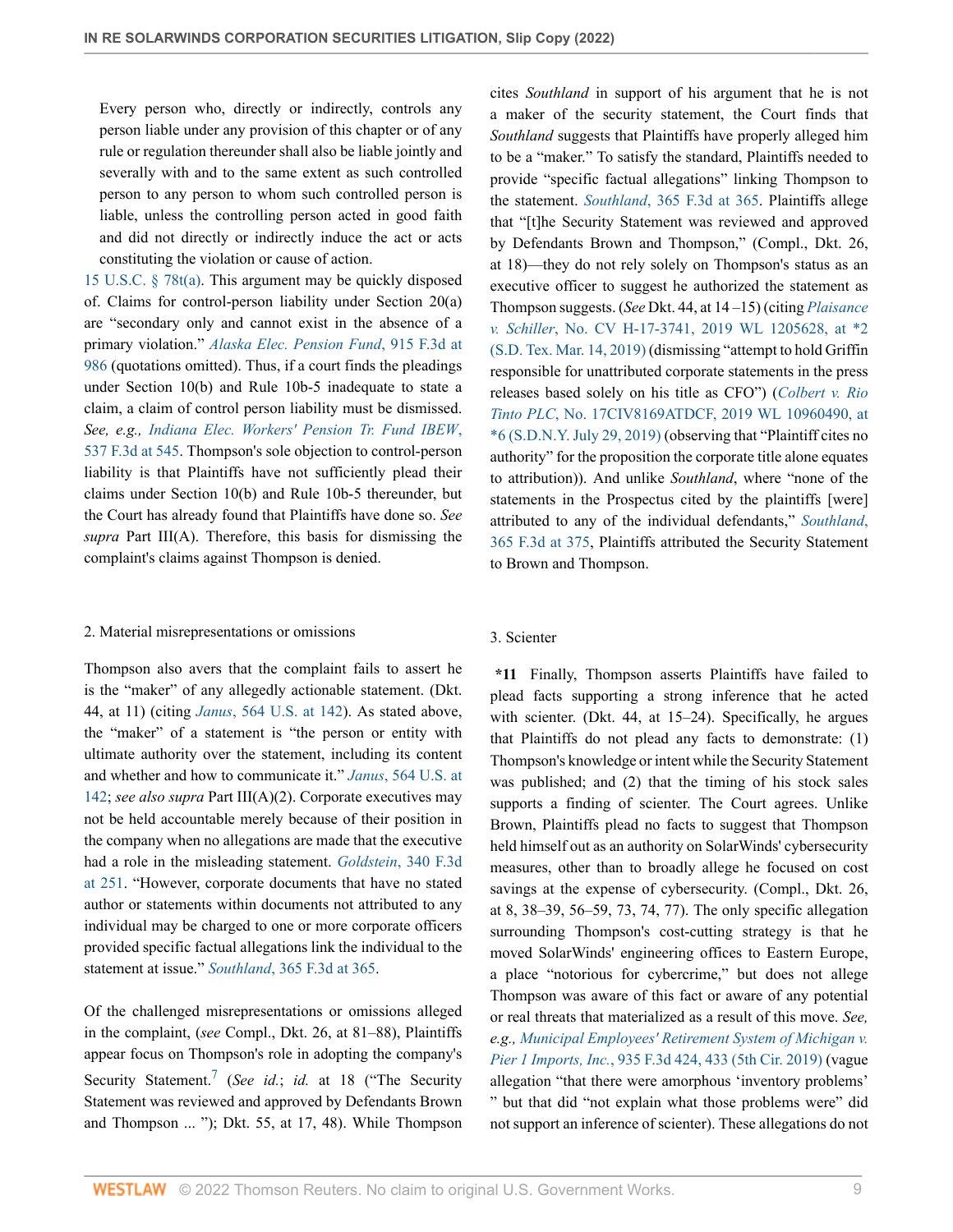> Every person who, directly or indirectly, controls any person liable under any provision of this chapter or of any rule or regulation thereunder shall also be liable jointly and severally with and to the same extent as such controlled person to any person to whom such controlled person is liable, unless the controlling person acted in good faith and did not directly or indirectly induce the act or acts constituting the violation or cause of action.

15 U.S.C. § 78t(a). This argument may be quickly disposed of. Claims for control-person liability under Section 20(a) are "secondary only and cannot exist in the absence of a primary violation." *Alaska Elec. Pension Fund*, 915 F.3d at 986 (quotations omitted). Thus, if a court finds the pleadings under Section 10(b) and Rule 10b-5 inadequate to state a claim, a claim of control person liability must be dismissed. *See, e.g., Indiana Elec. Workers' Pension Tr. Fund IBEW*, 537 F.3d at 545. Thompson's sole objection to control-person liability is that Plaintiffs have not sufficiently plead their claims under Section 10(b) and Rule 10b-5 thereunder, but the Court has already found that Plaintiffs have done so. *See supra* Part III(A). Therefore, this basis for dismissing the complaint's claims against Thompson is denied.

2. Material misrepresentations or omissions

Thompson also avers that the complaint fails to assert he is the "maker" of any allegedly actionable statement. (Dkt. 44, at 11) (citing *Janus*, 564 U.S. at 142). As stated above, the "maker" of a statement is "the person or entity with ultimate authority over the statement, including its content and whether and how to communicate it." *Janus*, 564 U.S. at 142; *see also supra* Part III(A)(2). Corporate executives may not be held accountable merely because of their position in the company when no allegations are made that the executive had a role in the misleading statement. *Goldstein*, 340 F.3d at 251. "However, corporate documents that have no stated author or statements within documents not attributed to any individual may be charged to one or more corporate officers provided specific factual allegations link the individual to the statement at issue." *Southland*, 365 F.3d at 365.

Of the challenged misrepresentations or omissions alleged in the complaint, (*see* Compl., Dkt. 26, at 81–88), Plaintiffs appear focus on Thompson's role in adopting the company's Security Statement.[7] (*See id.*; *id.* at 18 ("The Security Statement was reviewed and approved by Defendants Brown and Thompson ... "); Dkt. 55, at 17, 48). While Thompson cites *Southland* in support of his argument that he is not a maker of the security statement, the Court finds that *Southland* suggests that Plaintiffs have properly alleged him to be a "maker." To satisfy the standard, Plaintiffs needed to provide "specific factual allegations" linking Thompson to the statement. *Southland*, 365 F.3d at 365. Plaintiffs allege that "[t]he Security Statement was reviewed and approved by Defendants Brown and Thompson," (Compl., Dkt. 26, at 18)—they do not rely solely on Thompson's status as an executive officer to suggest he authorized the statement as Thompson suggests. (*See* Dkt. 44, at 14 –15) (citing *Plaisance v. Schiller*, No. CV H-17-3741, 2019 WL 1205628, at *2 (S.D. Tex. Mar. 14, 2019) (dismissing "attempt to hold Griffin responsible for unattributed corporate statements in the press releases based solely on his title as CFO") (*Colbert v. Rio Tinto PLC*, No. 17CIV8169ATDCF, 2019 WL 10960490, at *6 (S.D.N.Y. July 29, 2019) (observing that "Plaintiff cites no authority" for the proposition the corporate title alone equates to attribution)). And unlike *Southland*, where "none of the statements in the Prospectus cited by the plaintiffs [were] attributed to any of the individual defendants," *Southland*, 365 F.3d at 375, Plaintiffs attributed the Security Statement to Brown and Thompson.

3. Scienter

**\*11** Finally, Thompson asserts Plaintiffs have failed to plead facts supporting a strong inference that he acted with scienter. (Dkt. 44, at 15–24). Specifically, he argues that Plaintiffs do not plead any facts to demonstrate: (1) Thompson's knowledge or intent while the Security Statement was published; and (2) that the timing of his stock sales supports a finding of scienter. The Court agrees. Unlike Brown, Plaintiffs plead no facts to suggest that Thompson held himself out as an authority on SolarWinds' cybersecurity measures, other than to broadly allege he focused on cost savings at the expense of cybersecurity. (Compl., Dkt. 26, at 8, 38–39, 56–59, 73, 74, 77). The only specific allegation surrounding Thompson's cost-cutting strategy is that he moved SolarWinds' engineering offices to Eastern Europe, a place "notorious for cybercrime," but does not allege Thompson was aware of this fact or aware of any potential or real threats that materialized as a result of this move. *See, e.g., Municipal Employees' Retirement System of Michigan v. Pier 1 Imports, Inc.*, 935 F.3d 424, 433 (5th Cir. 2019) (vague allegation "that there were amorphous 'inventory problems' " but that did "not explain what those problems were" did not support an inference of scienter). These allegations do not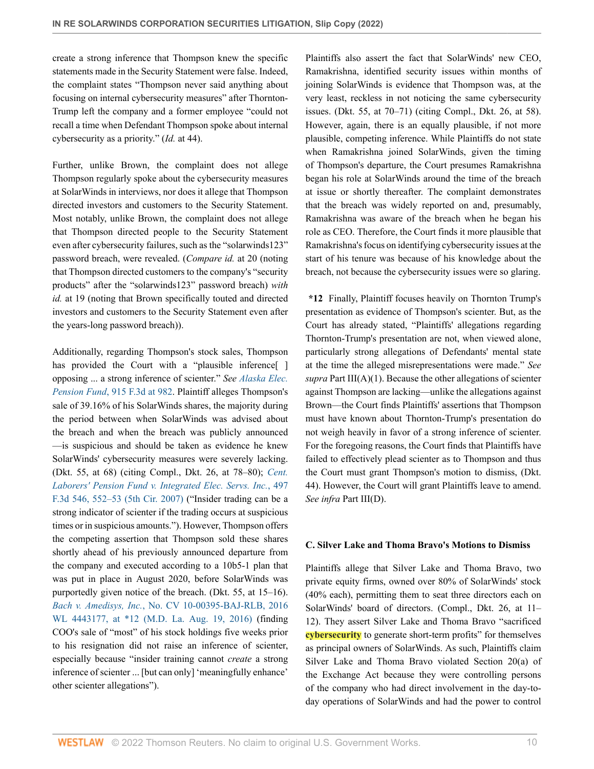create a strong inference that Thompson knew the specific statements made in the Security Statement were false. Indeed, the complaint states "Thompson never said anything about focusing on internal cybersecurity measures" after Thornton-Trump left the company and a former employee "could not recall a time when Defendant Thompson spoke about internal cybersecurity as a priority." (*Id.* at 44).

Further, unlike Brown, the complaint does not allege Thompson regularly spoke about the cybersecurity measures at SolarWinds in interviews, nor does it allege that Thompson directed investors and customers to the Security Statement. Most notably, unlike Brown, the complaint does not allege that Thompson directed people to the Security Statement even after cybersecurity failures, such as the "solarwinds123" password breach, were revealed. (*Compare id.* at 20 (noting that Thompson directed customers to the company's "security products" after the "solarwinds123" password breach) *with id.* at 19 (noting that Brown specifically touted and directed investors and customers to the Security Statement even after the years-long password breach)).

Additionally, regarding Thompson's stock sales, Thompson has provided the Court with a "plausible inference[ ] opposing ... a strong inference of scienter." *See Alaska Elec. Pension Fund*, 915 F.3d at 982. Plaintiff alleges Thompson's sale of 39.16% of his SolarWinds shares, the majority during the period between when SolarWinds was advised about the breach and when the breach was publicly announced —is suspicious and should be taken as evidence he knew SolarWinds' cybersecurity measures were severely lacking. (Dkt. 55, at 68) (citing Compl., Dkt. 26, at 78–80); *Cent. Laborers' Pension Fund v. Integrated Elec. Servs. Inc.*, 497 F.3d 546, 552–53 (5th Cir. 2007) ("Insider trading can be a strong indicator of scienter if the trading occurs at suspicious times or in suspicious amounts."). However, Thompson offers the competing assertion that Thompson sold these shares shortly ahead of his previously announced departure from the company and executed according to a 10b5-1 plan that was put in place in August 2020, before SolarWinds was purportedly given notice of the breach. (Dkt. 55, at 15–16). *Bach v. Amedisys, Inc.*, No. CV 10-00395-BAJ-RLB, 2016 WL 4443177, at *12 (M.D. La. Aug. 19, 2016) (finding COO's sale of "most" of his stock holdings five weeks prior to his resignation did not raise an inference of scienter, especially because "insider training cannot *create* a strong inference of scienter ... [but can only] 'meaningfully enhance' other scienter allegations").

Plaintiffs also assert the fact that SolarWinds' new CEO, Ramakrishna, identified security issues within months of joining SolarWinds is evidence that Thompson was, at the very least, reckless in not noticing the same cybersecurity issues. (Dkt. 55, at 70–71) (citing Compl., Dkt. 26, at 58). However, again, there is an equally plausible, if not more plausible, competing inference. While Plaintiffs do not state when Ramakrishna joined SolarWinds, given the timing of Thompson's departure, the Court presumes Ramakrishna began his role at SolarWinds around the time of the breach at issue or shortly thereafter. The complaint demonstrates that the breach was widely reported on and, presumably, Ramakrishna was aware of the breach when he began his role as CEO. Therefore, the Court finds it more plausible that Ramakrishna's focus on identifying cybersecurity issues at the start of his tenure was because of his knowledge about the breach, not because the cybersecurity issues were so glaring.

**\*12** Finally, Plaintiff focuses heavily on Thornton Trump's presentation as evidence of Thompson's scienter. But, as the Court has already stated, "Plaintiffs' allegations regarding Thornton-Trump's presentation are not, when viewed alone, particularly strong allegations of Defendants' mental state at the time the alleged misrepresentations were made." *See supra* Part III(A)(1). Because the other allegations of scienter against Thompson are lacking—unlike the allegations against Brown—the Court finds Plaintiffs' assertions that Thompson must have known about Thornton-Trump's presentation do not weigh heavily in favor of a strong inference of scienter. For the foregoing reasons, the Court finds that Plaintiffs have failed to effectively plead scienter as to Thompson and thus the Court must grant Thompson's motion to dismiss, (Dkt. 44). However, the Court will grant Plaintiffs leave to amend. *See infra* Part III(D).

### C. Silver Lake and Thoma Bravo's Motions to Dismiss

Plaintiffs allege that Silver Lake and Thoma Bravo, two private equity firms, owned over 80% of SolarWinds' stock (40% each), permitting them to seat three directors each on SolarWinds' board of directors. (Compl., Dkt. 26, at 11–12). They assert Silver Lake and Thoma Bravo "sacrificed cybersecurity to generate short-term profits" for themselves as principal owners of SolarWinds. As such, Plaintiffs claim Silver Lake and Thoma Bravo violated Section 20(a) of the Exchange Act because they were controlling persons of the company who had direct involvement in the day-to-day operations of SolarWinds and had the power to control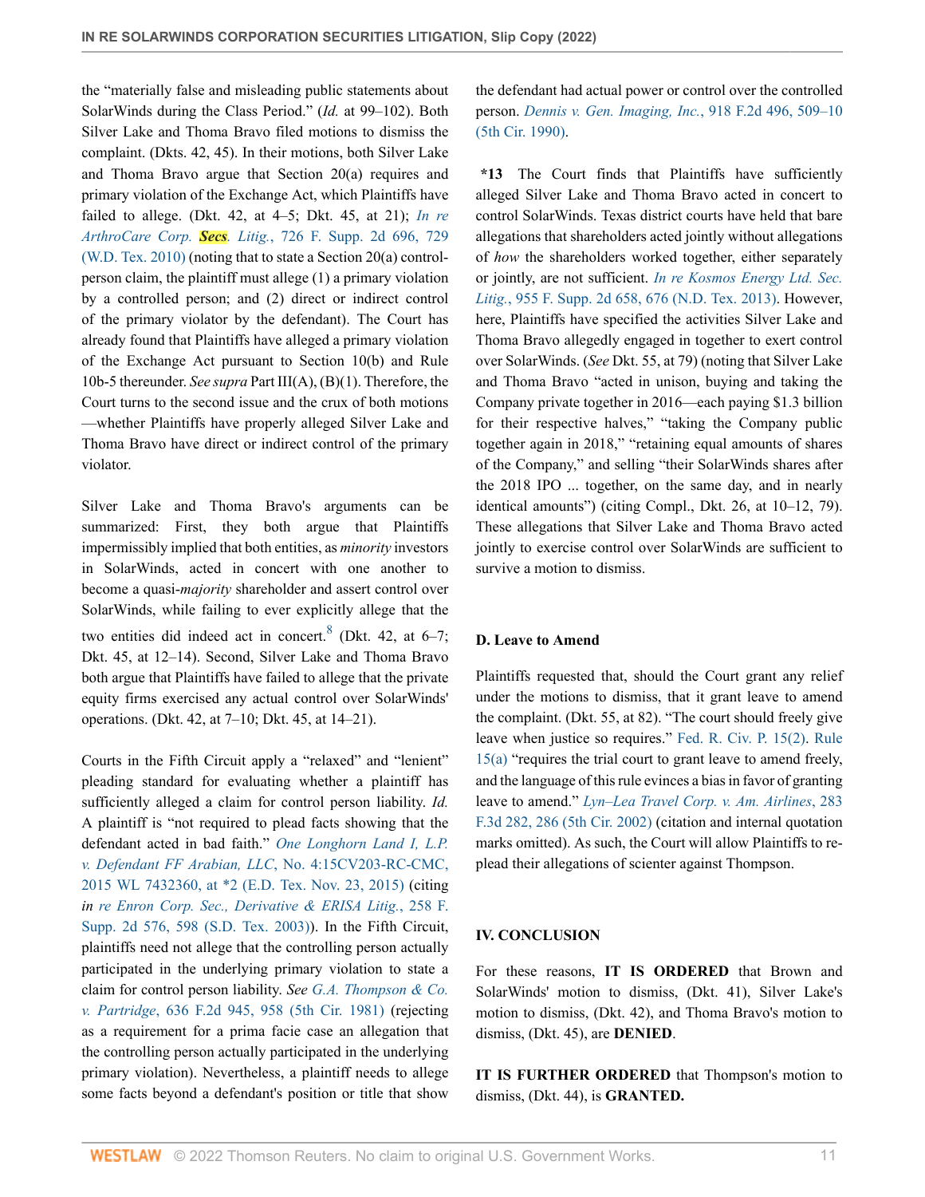the "materially false and misleading public statements about SolarWinds during the Class Period." (*Id.* at 99–102). Both Silver Lake and Thoma Bravo filed motions to dismiss the complaint. (Dkts. 42, 45). In their motions, both Silver Lake and Thoma Bravo argue that Section 20(a) requires and primary violation of the Exchange Act, which Plaintiffs have failed to allege. (Dkt. 42, at 4–5; Dkt. 45, at 21); *In re ArthroCare Corp. Secs. Litig.*, 726 F. Supp. 2d 696, 729 (W.D. Tex. 2010) (noting that to state a Section 20(a) control-person claim, the plaintiff must allege (1) a primary violation by a controlled person; and (2) direct or indirect control of the primary violator by the defendant). The Court has already found that Plaintiffs have alleged a primary violation of the Exchange Act pursuant to Section 10(b) and Rule 10b-5 thereunder. *See supra* Part III(A), (B)(1). Therefore, the Court turns to the second issue and the crux of both motions —whether Plaintiffs have properly alleged Silver Lake and Thoma Bravo have direct or indirect control of the primary violator.

Silver Lake and Thoma Bravo's arguments can be summarized: First, they both argue that Plaintiffs impermissibly implied that both entities, as *minority* investors in SolarWinds, acted in concert with one another to become a quasi-*majority* shareholder and assert control over SolarWinds, while failing to ever explicitly allege that the two entities did indeed act in concert.[8] (Dkt. 42, at 6–7; Dkt. 45, at 12–14). Second, Silver Lake and Thoma Bravo both argue that Plaintiffs have failed to allege that the private equity firms exercised any actual control over SolarWinds' operations. (Dkt. 42, at 7–10; Dkt. 45, at 14–21).

Courts in the Fifth Circuit apply a "relaxed" and "lenient" pleading standard for evaluating whether a plaintiff has sufficiently alleged a claim for control person liability. *Id.* A plaintiff is "not required to plead facts showing that the defendant acted in bad faith." *One Longhorn Land I, L.P. v. Defendant FF Arabian, LLC*, No. 4:15CV203-RC-CMC, 2015 WL 7432360, at *2 (E.D. Tex. Nov. 23, 2015) (citing *in re Enron Corp. Sec., Derivative & ERISA Litig.*, 258 F. Supp. 2d 576, 598 (S.D. Tex. 2003)). In the Fifth Circuit, plaintiffs need not allege that the controlling person actually participated in the underlying primary violation to state a claim for control person liability. *See G.A. Thompson & Co. v. Partridge*, 636 F.2d 945, 958 (5th Cir. 1981) (rejecting as a requirement for a prima facie case an allegation that the controlling person actually participated in the underlying primary violation). Nevertheless, a plaintiff needs to allege some facts beyond a defendant's position or title that show the defendant had actual power or control over the controlled person. *Dennis v. Gen. Imaging, Inc.*, 918 F.2d 496, 509–10 (5th Cir. 1990).

**\*13** The Court finds that Plaintiffs have sufficiently alleged Silver Lake and Thoma Bravo acted in concert to control SolarWinds. Texas district courts have held that bare allegations that shareholders acted jointly without allegations of *how* the shareholders worked together, either separately or jointly, are not sufficient. *In re Kosmos Energy Ltd. Sec. Litig.*, 955 F. Supp. 2d 658, 676 (N.D. Tex. 2013). However, here, Plaintiffs have specified the activities Silver Lake and Thoma Bravo allegedly engaged in together to exert control over SolarWinds. (*See* Dkt. 55, at 79) (noting that Silver Lake and Thoma Bravo "acted in unison, buying and taking the Company private together in 2016—each paying $1.3 billion for their respective halves," "taking the Company public together again in 2018," "retaining equal amounts of shares of the Company," and selling "their SolarWinds shares after the 2018 IPO ... together, on the same day, and in nearly identical amounts") (citing Compl., Dkt. 26, at 10–12, 79). These allegations that Silver Lake and Thoma Bravo acted jointly to exercise control over SolarWinds are sufficient to survive a motion to dismiss.

### D. Leave to Amend

Plaintiffs requested that, should the Court grant any relief under the motions to dismiss, that it grant leave to amend the complaint. (Dkt. 55, at 82). "The court should freely give leave when justice so requires." Fed. R. Civ. P. 15(2). Rule 15(a) "requires the trial court to grant leave to amend freely, and the language of this rule evinces a bias in favor of granting leave to amend." *Lyn–Lea Travel Corp. v. Am. Airlines*, 283 F.3d 282, 286 (5th Cir. 2002) (citation and internal quotation marks omitted). As such, the Court will allow Plaintiffs to re-plead their allegations of scienter against Thompson.

## IV. CONCLUSION

For these reasons, **IT IS ORDERED** that Brown and SolarWinds' motion to dismiss, (Dkt. 41), Silver Lake's motion to dismiss, (Dkt. 42), and Thoma Bravo's motion to dismiss, (Dkt. 45), are **DENIED**.

**IT IS FURTHER ORDERED** that Thompson's motion to dismiss, (Dkt. 44), is **GRANTED.**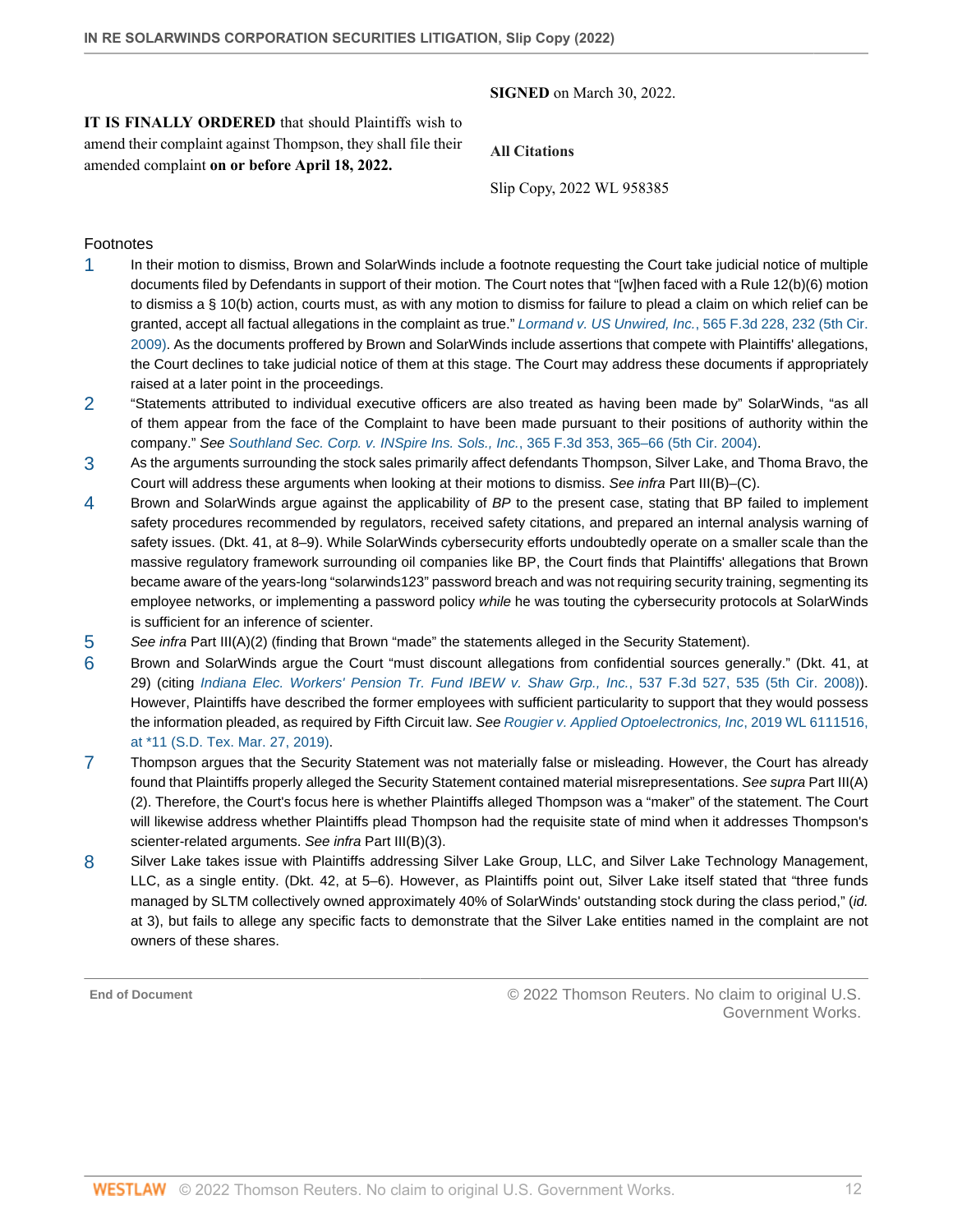**IT IS FINALLY ORDERED** that should Plaintiffs wish to amend their complaint against Thompson, they shall file their amended complaint **on or before April 18, 2022.**

**SIGNED** on March 30, 2022.

**All Citations**

Slip Copy, 2022 WL 958385

Footnotes

1. In their motion to dismiss, Brown and SolarWinds include a footnote requesting the Court take judicial notice of multiple documents filed by Defendants in support of their motion. The Court notes that "[w]hen faced with a Rule 12(b)(6) motion to dismiss a § 10(b) action, courts must, as with any motion to dismiss for failure to plead a claim on which relief can be granted, accept all factual allegations in the complaint as true." *Lormand v. US Unwired, Inc.*, 565 F.3d 228, 232 (5th Cir. 2009). As the documents proffered by Brown and SolarWinds include assertions that compete with Plaintiffs' allegations, the Court declines to take judicial notice of them at this stage. The Court may address these documents if appropriately raised at a later point in the proceedings.
2. "Statements attributed to individual executive officers are also treated as having been made by" SolarWinds, "as all of them appear from the face of the Complaint to have been made pursuant to their positions of authority within the company." *See Southland Sec. Corp. v. INSpire Ins. Sols., Inc.*, 365 F.3d 353, 365–66 (5th Cir. 2004).
3. As the arguments surrounding the stock sales primarily affect defendants Thompson, Silver Lake, and Thoma Bravo, the Court will address these arguments when looking at their motions to dismiss. *See infra* Part III(B)–(C).
4. Brown and SolarWinds argue against the applicability of *BP* to the present case, stating that BP failed to implement safety procedures recommended by regulators, received safety citations, and prepared an internal analysis warning of safety issues. (Dkt. 41, at 8–9). While SolarWinds cybersecurity efforts undoubtedly operate on a smaller scale than the massive regulatory framework surrounding oil companies like BP, the Court finds that Plaintiffs' allegations that Brown became aware of the years-long "solarwinds123" password breach and was not requiring security training, segmenting its employee networks, or implementing a password policy *while* he was touting the cybersecurity protocols at SolarWinds is sufficient for an inference of scienter.
5. *See infra* Part III(A)(2) (finding that Brown "made" the statements alleged in the Security Statement).
6. Brown and SolarWinds argue the Court "must discount allegations from confidential sources generally." (Dkt. 41, at 29) (citing *Indiana Elec. Workers' Pension Tr. Fund IBEW v. Shaw Grp., Inc.*, 537 F.3d 527, 535 (5th Cir. 2008)). However, Plaintiffs have described the former employees with sufficient particularity to support that they would possess the information pleaded, as required by Fifth Circuit law. *See Rougier v. Applied Optoelectronics, Inc*, 2019 WL 6111516, at *11 (S.D. Tex. Mar. 27, 2019).
7. Thompson argues that the Security Statement was not materially false or misleading. However, the Court has already found that Plaintiffs properly alleged the Security Statement contained material misrepresentations. *See supra* Part III(A)(2). Therefore, the Court's focus here is whether Plaintiffs alleged Thompson was a "maker" of the statement. The Court will likewise address whether Plaintiffs plead Thompson had the requisite state of mind when it addresses Thompson's scienter-related arguments. *See infra* Part III(B)(3).
8. Silver Lake takes issue with Plaintiffs addressing Silver Lake Group, LLC, and Silver Lake Technology Management, LLC, as a single entity. (Dkt. 42, at 5–6). However, as Plaintiffs point out, Silver Lake itself stated that "three funds managed by SLTM collectively owned approximately 40% of SolarWinds' outstanding stock during the class period," (*id.* at 3), but fails to allege any specific facts to demonstrate that the Silver Lake entities named in the complaint are not owners of these shares.

End of Document

© 2022 Thomson Reuters. No claim to original U.S. Government Works.